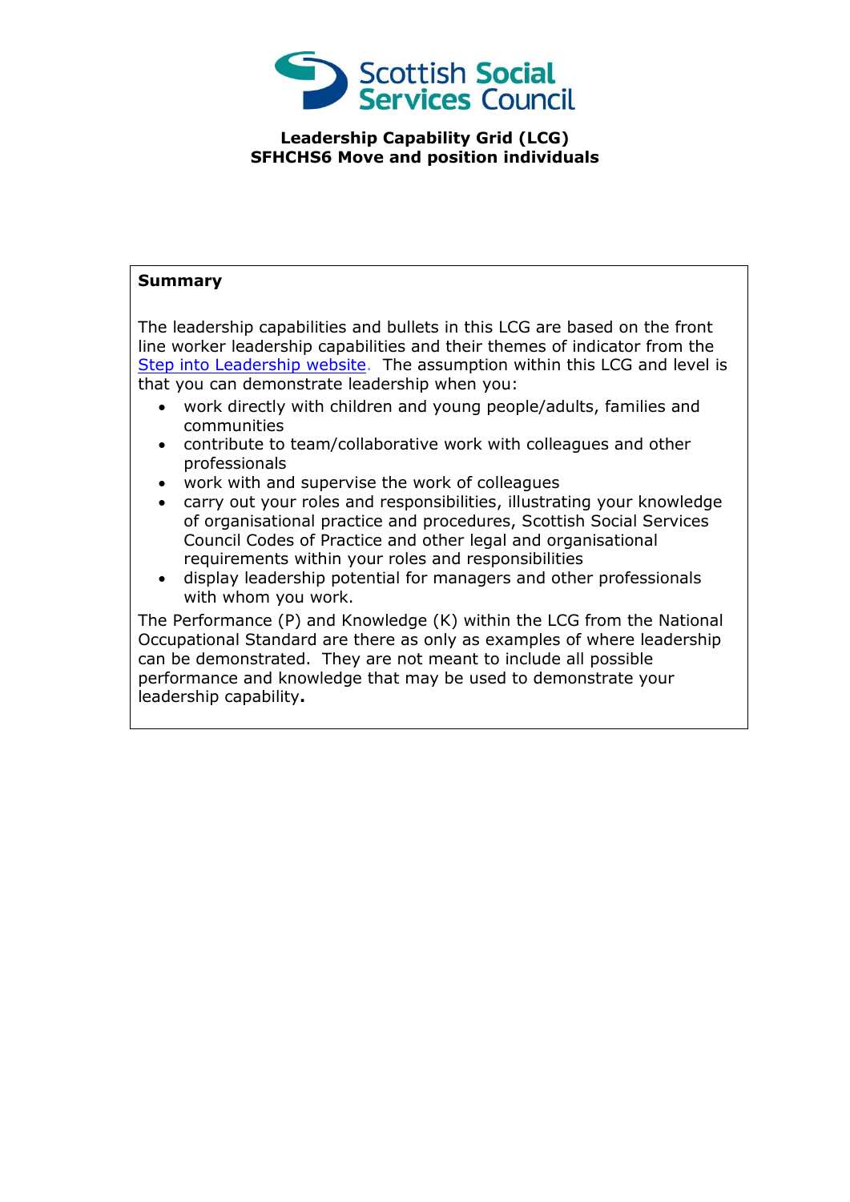Scottish Social Services Council

**Leadership Capability Grid (LCG)**
**SFHCHS6 Move and position individuals**

**Summary**

The leadership capabilities and bullets in this LCG are based on the front line worker leadership capabilities and their themes of indicator from the Step into Leadership website. The assumption within this LCG and level is that you can demonstrate leadership when you:

- work directly with children and young people/adults, families and communities
- contribute to team/collaborative work with colleagues and other professionals
- work with and supervise the work of colleagues
- carry out your roles and responsibilities, illustrating your knowledge of organisational practice and procedures, Scottish Social Services Council Codes of Practice and other legal and organisational requirements within your roles and responsibilities
- display leadership potential for managers and other professionals with whom you work.

The Performance (P) and Knowledge (K) within the LCG from the National Occupational Standard are there as only as examples of where leadership can be demonstrated. They are not meant to include all possible performance and knowledge that may be used to demonstrate your leadership capability.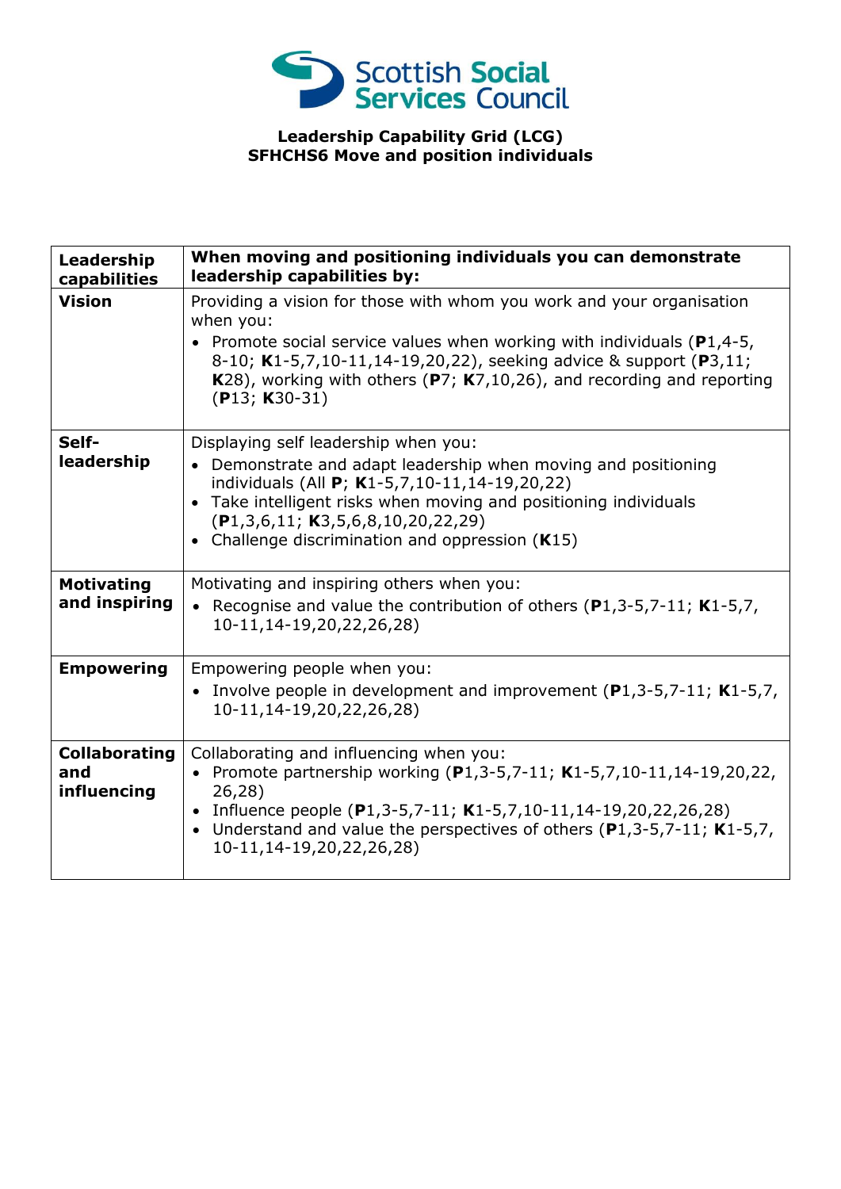**Leadership Capability Grid (LCG)**
**SFHCHS6 Move and position individuals**

| **Leadership capabilities** | **When moving and positioning individuals you can demonstrate leadership capabilities by:** |
|---|---|
| **Vision** | Providing a vision for those with whom you work and your organisation when you:<br>• Promote social service values when working with individuals (**P**1,4-5, 8-10; **K**1-5,7,10-11,14-19,20,22), seeking advice & support (**P**3,11; **K**28), working with others (**P**7; **K**7,10,26), and recording and reporting (**P**13; **K**30-31) |
| **Self-leadership** | Displaying self leadership when you:<br>• Demonstrate and adapt leadership when moving and positioning individuals (All **P**; **K**1-5,7,10-11,14-19,20,22)<br>• Take intelligent risks when moving and positioning individuals (**P**1,3,6,11; **K**3,5,6,8,10,20,22,29)<br>• Challenge discrimination and oppression (**K**15) |
| **Motivating and inspiring** | Motivating and inspiring others when you:<br>• Recognise and value the contribution of others (**P**1,3-5,7-11; **K**1-5,7, 10-11,14-19,20,22,26,28) |
| **Empowering** | Empowering people when you:<br>• Involve people in development and improvement (**P**1,3-5,7-11; **K**1-5,7, 10-11,14-19,20,22,26,28) |
| **Collaborating and influencing** | Collaborating and influencing when you:<br>• Promote partnership working (**P**1,3-5,7-11; **K**1-5,7,10-11,14-19,20,22, 26,28)<br>• Influence people (**P**1,3-5,7-11; **K**1-5,7,10-11,14-19,20,22,26,28)<br>• Understand and value the perspectives of others (**P**1,3-5,7-11; **K**1-5,7, 10-11,14-19,20,22,26,28) |